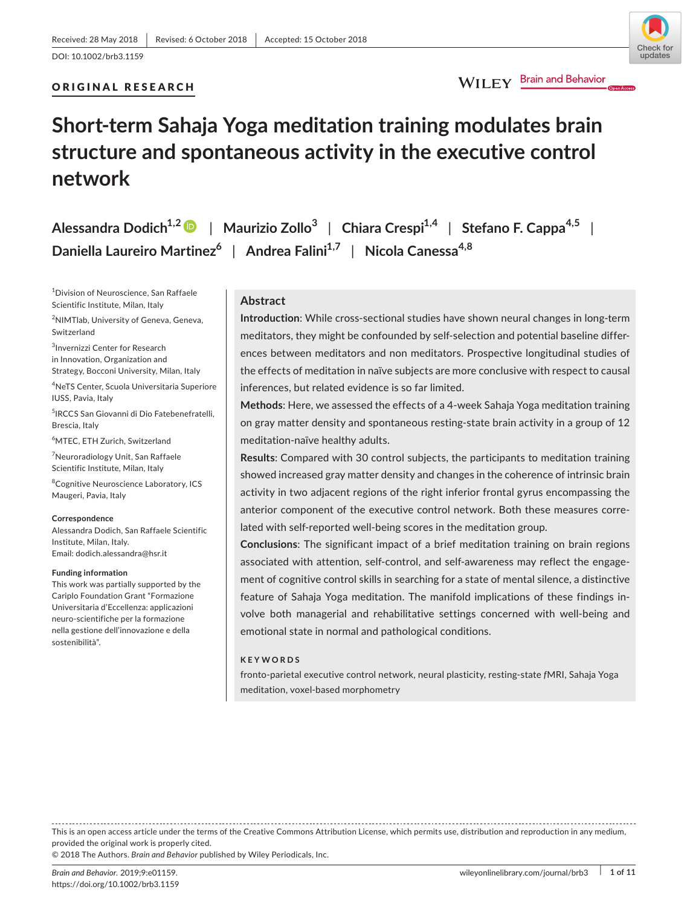Received: 28 May 2018 | Revised: 6 October 2018 | Accepted: 15 October 2018

DOI: 10.1002/brb3.1159

ORIGINAL RESEARCH

# Short-term Sahaja Yoga meditation training modulates brain structure and spontaneous activity in the executive control network

Alessandra Dodich[1,2] | Maurizio Zollo[3] | Chiara Crespi[1,4] | Stefano F. Cappa[4,5] | Daniella Laureiro Martinez[6] | Andrea Falini[1,7] | Nicola Canessa[4,8]

[1]Division of Neuroscience, San Raffaele Scientific Institute, Milan, Italy

[2]NIMTlab, University of Geneva, Geneva, Switzerland

[3]Invernizzi Center for Research in Innovation, Organization and Strategy, Bocconi University, Milan, Italy

[4]NeTS Center, Scuola Universitaria Superiore IUSS, Pavia, Italy

[5]IRCCS San Giovanni di Dio Fatebenefratelli, Brescia, Italy

[6]MTEC, ETH Zurich, Switzerland

[7]Neuroradiology Unit, San Raffaele Scientific Institute, Milan, Italy

[8]Cognitive Neuroscience Laboratory, ICS Maugeri, Pavia, Italy

**Correspondence**
Alessandra Dodich, San Raffaele Scientific Institute, Milan, Italy.
Email: dodich.alessandra@hsr.it

**Funding information**
This work was partially supported by the Cariplo Foundation Grant "Formazione Universitaria d'Eccellenza: applicazioni neuro-scientifiche per la formazione nella gestione dell'innovazione e della sostenibilità".

## Abstract

**Introduction**: While cross-sectional studies have shown neural changes in long-term meditators, they might be confounded by self-selection and potential baseline differences between meditators and non meditators. Prospective longitudinal studies of the effects of meditation in naïve subjects are more conclusive with respect to causal inferences, but related evidence is so far limited.

**Methods**: Here, we assessed the effects of a 4-week Sahaja Yoga meditation training on gray matter density and spontaneous resting-state brain activity in a group of 12 meditation-naïve healthy adults.

**Results**: Compared with 30 control subjects, the participants to meditation training showed increased gray matter density and changes in the coherence of intrinsic brain activity in two adjacent regions of the right inferior frontal gyrus encompassing the anterior component of the executive control network. Both these measures correlated with self-reported well-being scores in the meditation group.

**Conclusions**: The significant impact of a brief meditation training on brain regions associated with attention, self-control, and self-awareness may reflect the engagement of cognitive control skills in searching for a state of mental silence, a distinctive feature of Sahaja Yoga meditation. The manifold implications of these findings involve both managerial and rehabilitative settings concerned with well-being and emotional state in normal and pathological conditions.

**KEYWORDS**
fronto-parietal executive control network, neural plasticity, resting-state *f*MRI, Sahaja Yoga meditation, voxel-based morphometry

This is an open access article under the terms of the Creative Commons Attribution License, which permits use, distribution and reproduction in any medium, provided the original work is properly cited.
© 2018 The Authors. *Brain and Behavior* published by Wiley Periodicals, Inc.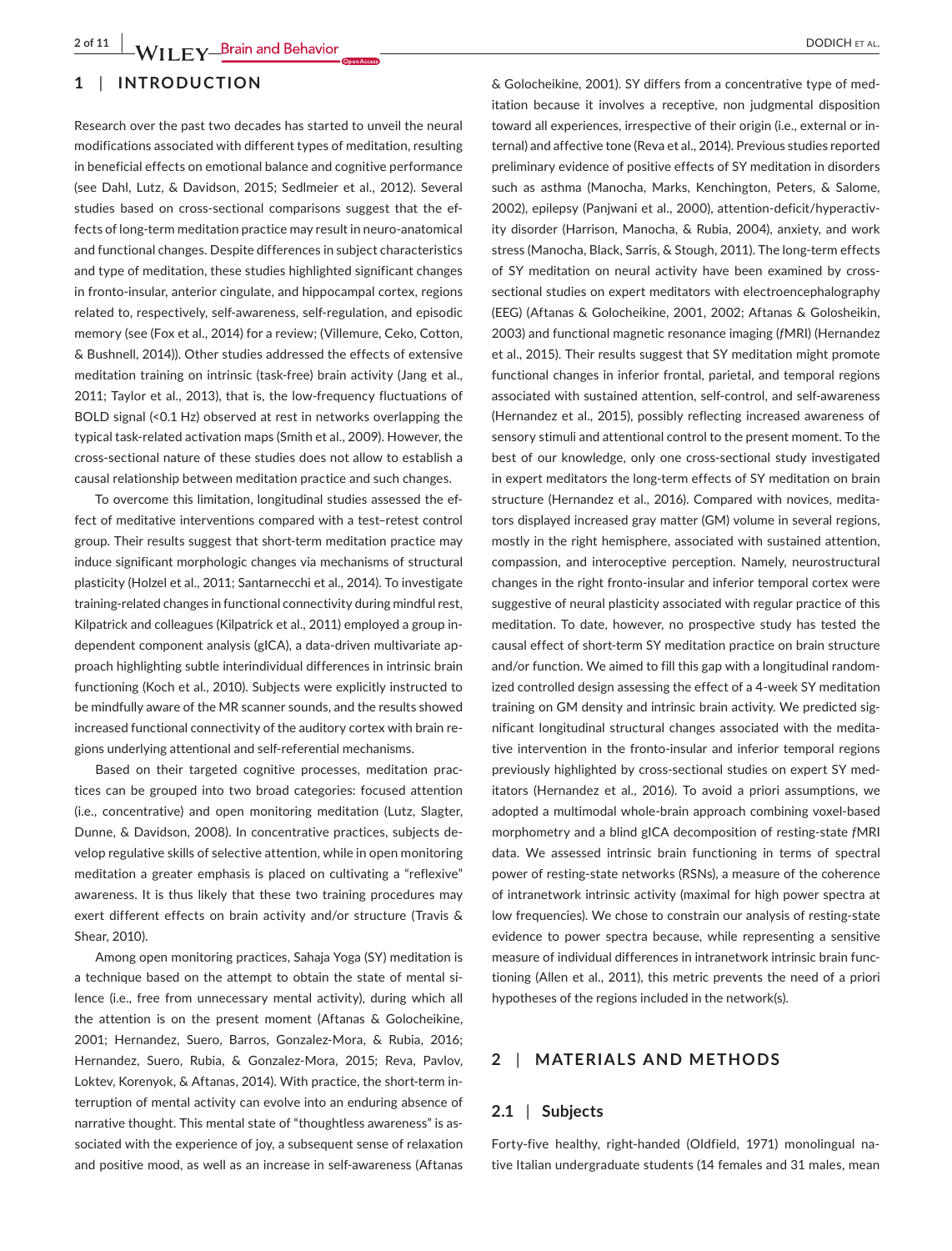## 1 | INTRODUCTION

Research over the past two decades has started to unveil the neural modifications associated with different types of meditation, resulting in beneficial effects on emotional balance and cognitive performance (see Dahl, Lutz, & Davidson, 2015; Sedlmeier et al., 2012). Several studies based on cross-sectional comparisons suggest that the effects of long-term meditation practice may result in neuro-anatomical and functional changes. Despite differences in subject characteristics and type of meditation, these studies highlighted significant changes in fronto-insular, anterior cingulate, and hippocampal cortex, regions related to, respectively, self-awareness, self-regulation, and episodic memory (see (Fox et al., 2014) for a review; (Villemure, Ceko, Cotton, & Bushnell, 2014)). Other studies addressed the effects of extensive meditation training on intrinsic (task-free) brain activity (Jang et al., 2011; Taylor et al., 2013), that is, the low-frequency fluctuations of BOLD signal (<0.1 Hz) observed at rest in networks overlapping the typical task-related activation maps (Smith et al., 2009). However, the cross-sectional nature of these studies does not allow to establish a causal relationship between meditation practice and such changes.

To overcome this limitation, longitudinal studies assessed the effect of meditative interventions compared with a test–retest control group. Their results suggest that short-term meditation practice may induce significant morphologic changes via mechanisms of structural plasticity (Holzel et al., 2011; Santarnecchi et al., 2014). To investigate training-related changes in functional connectivity during mindful rest, Kilpatrick and colleagues (Kilpatrick et al., 2011) employed a group independent component analysis (gICA), a data-driven multivariate approach highlighting subtle interindividual differences in intrinsic brain functioning (Koch et al., 2010). Subjects were explicitly instructed to be mindfully aware of the MR scanner sounds, and the results showed increased functional connectivity of the auditory cortex with brain regions underlying attentional and self-referential mechanisms.

Based on their targeted cognitive processes, meditation practices can be grouped into two broad categories: focused attention (i.e., concentrative) and open monitoring meditation (Lutz, Slagter, Dunne, & Davidson, 2008). In concentrative practices, subjects develop regulative skills of selective attention, while in open monitoring meditation a greater emphasis is placed on cultivating a "reflexive" awareness. It is thus likely that these two training procedures may exert different effects on brain activity and/or structure (Travis & Shear, 2010).

Among open monitoring practices, Sahaja Yoga (SY) meditation is a technique based on the attempt to obtain the state of mental silence (i.e., free from unnecessary mental activity), during which all the attention is on the present moment (Aftanas & Golocheikine, 2001; Hernandez, Suero, Barros, Gonzalez-Mora, & Rubia, 2016; Hernandez, Suero, Rubia, & Gonzalez-Mora, 2015; Reva, Pavlov, Loktev, Korenyok, & Aftanas, 2014). With practice, the short-term interruption of mental activity can evolve into an enduring absence of narrative thought. This mental state of "thoughtless awareness" is associated with the experience of joy, a subsequent sense of relaxation and positive mood, as well as an increase in self-awareness (Aftanas & Golocheikine, 2001). SY differs from a concentrative type of meditation because it involves a receptive, non judgmental disposition toward all experiences, irrespective of their origin (i.e., external or internal) and affective tone (Reva et al., 2014). Previous studies reported preliminary evidence of positive effects of SY meditation in disorders such as asthma (Manocha, Marks, Kenchington, Peters, & Salome, 2002), epilepsy (Panjwani et al., 2000), attention-deficit/hyperactivity disorder (Harrison, Manocha, & Rubia, 2004), anxiety, and work stress (Manocha, Black, Sarris, & Stough, 2011). The long-term effects of SY meditation on neural activity have been examined by cross-sectional studies on expert meditators with electroencephalography (EEG) (Aftanas & Golocheikine, 2001, 2002; Aftanas & Golosheikin, 2003) and functional magnetic resonance imaging (*f*MRI) (Hernandez et al., 2015). Their results suggest that SY meditation might promote functional changes in inferior frontal, parietal, and temporal regions associated with sustained attention, self-control, and self-awareness (Hernandez et al., 2015), possibly reflecting increased awareness of sensory stimuli and attentional control to the present moment. To the best of our knowledge, only one cross-sectional study investigated in expert meditators the long-term effects of SY meditation on brain structure (Hernandez et al., 2016). Compared with novices, meditators displayed increased gray matter (GM) volume in several regions, mostly in the right hemisphere, associated with sustained attention, compassion, and interoceptive perception. Namely, neurostructural changes in the right fronto-insular and inferior temporal cortex were suggestive of neural plasticity associated with regular practice of this meditation. To date, however, no prospective study has tested the causal effect of short-term SY meditation practice on brain structure and/or function. We aimed to fill this gap with a longitudinal randomized controlled design assessing the effect of a 4-week SY meditation training on GM density and intrinsic brain activity. We predicted significant longitudinal structural changes associated with the meditative intervention in the fronto-insular and inferior temporal regions previously highlighted by cross-sectional studies on expert SY meditators (Hernandez et al., 2016). To avoid a priori assumptions, we adopted a multimodal whole-brain approach combining voxel-based morphometry and a blind gICA decomposition of resting-state *f*MRI data. We assessed intrinsic brain functioning in terms of spectral power of resting-state networks (RSNs), a measure of the coherence of intranetwork intrinsic activity (maximal for high power spectra at low frequencies). We chose to constrain our analysis of resting-state evidence to power spectra because, while representing a sensitive measure of individual differences in intranetwork intrinsic brain functioning (Allen et al., 2011), this metric prevents the need of a priori hypotheses of the regions included in the network(s).

## 2 | MATERIALS AND METHODS

### 2.1 | Subjects

Forty-five healthy, right-handed (Oldfield, 1971) monolingual native Italian undergraduate students (14 females and 31 males, mean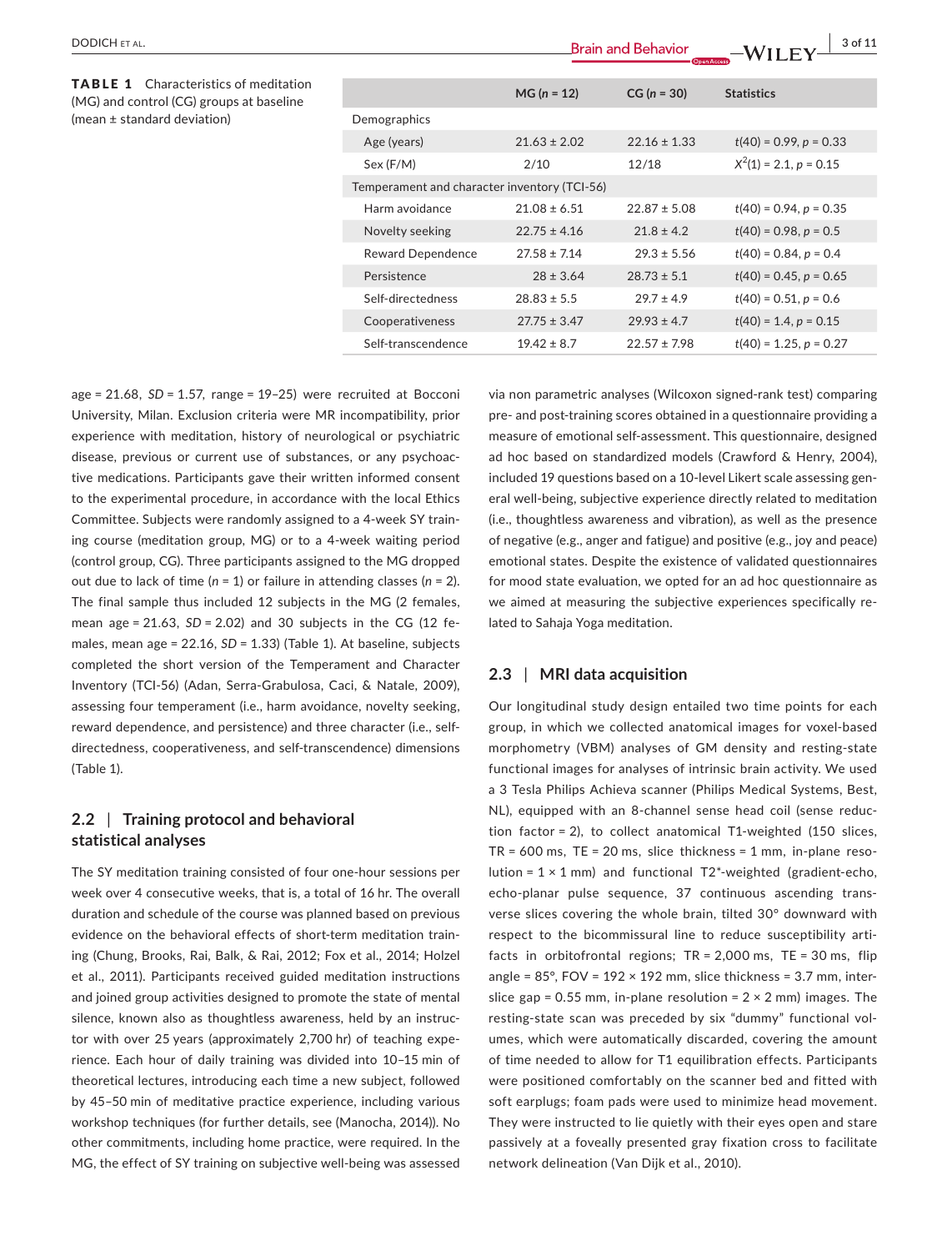**TABLE 1** Characteristics of meditation (MG) and control (CG) groups at baseline (mean ± standard deviation)

| | MG (n = 12) | CG (n = 30) | Statistics |
|---|---|---|---|
| Demographics | | | |
| Age (years) | 21.63 ± 2.02 | 22.16 ± 1.33 | $t(40) = 0.99$, $p = 0.33$ |
| Sex (F/M) | 2/10 | 12/18 | $X^2(1) = 2.1$, $p = 0.15$ |
| Temperament and character inventory (TCI-56) | | | |
| Harm avoidance | 21.08 ± 6.51 | 22.87 ± 5.08 | $t(40) = 0.94$, $p = 0.35$ |
| Novelty seeking | 22.75 ± 4.16 | 21.8 ± 4.2 | $t(40) = 0.98$, $p = 0.5$ |
| Reward Dependence | 27.58 ± 7.14 | 29.3 ± 5.56 | $t(40) = 0.84$, $p = 0.4$ |
| Persistence | 28 ± 3.64 | 28.73 ± 5.1 | $t(40) = 0.45$, $p = 0.65$ |
| Self-directedness | 28.83 ± 5.5 | 29.7 ± 4.9 | $t(40) = 0.51$, $p = 0.6$ |
| Cooperativeness | 27.75 ± 3.47 | 29.93 ± 4.7 | $t(40) = 1.4$, $p = 0.15$ |
| Self-transcendence | 19.42 ± 8.7 | 22.57 ± 7.98 | $t(40) = 1.25$, $p = 0.27$ |

age = 21.68, *SD* = 1.57, range = 19–25) were recruited at Bocconi University, Milan. Exclusion criteria were MR incompatibility, prior experience with meditation, history of neurological or psychiatric disease, previous or current use of substances, or any psychoactive medications. Participants gave their written informed consent to the experimental procedure, in accordance with the local Ethics Committee. Subjects were randomly assigned to a 4-week SY training course (meditation group, MG) or to a 4-week waiting period (control group, CG). Three participants assigned to the MG dropped out due to lack of time ($n = 1$) or failure in attending classes ($n = 2$). The final sample thus included 12 subjects in the MG (2 females, mean age = 21.63, *SD* = 2.02) and 30 subjects in the CG (12 females, mean age = 22.16, *SD* = 1.33) (Table 1). At baseline, subjects completed the short version of the Temperament and Character Inventory (TCI-56) (Adan, Serra-Grabulosa, Caci, & Natale, 2009), assessing four temperament (i.e., harm avoidance, novelty seeking, reward dependence, and persistence) and three character (i.e., self-directedness, cooperativeness, and self-transcendence) dimensions (Table 1).

## 2.2 | Training protocol and behavioral statistical analyses

The SY meditation training consisted of four one-hour sessions per week over 4 consecutive weeks, that is, a total of 16 hr. The overall duration and schedule of the course was planned based on previous evidence on the behavioral effects of short-term meditation training (Chung, Brooks, Rai, Balk, & Rai, 2012; Fox et al., 2014; Holzel et al., 2011). Participants received guided meditation instructions and joined group activities designed to promote the state of mental silence, known also as thoughtless awareness, held by an instructor with over 25 years (approximately 2,700 hr) of teaching experience. Each hour of daily training was divided into 10–15 min of theoretical lectures, introducing each time a new subject, followed by 45–50 min of meditative practice experience, including various workshop techniques (for further details, see (Manocha, 2014)). No other commitments, including home practice, were required. In the MG, the effect of SY training on subjective well-being was assessed via non parametric analyses (Wilcoxon signed-rank test) comparing pre- and post-training scores obtained in a questionnaire providing a measure of emotional self-assessment. This questionnaire, designed ad hoc based on standardized models (Crawford & Henry, 2004), included 19 questions based on a 10-level Likert scale assessing general well-being, subjective experience directly related to meditation (i.e., thoughtless awareness and vibration), as well as the presence of negative (e.g., anger and fatigue) and positive (e.g., joy and peace) emotional states. Despite the existence of validated questionnaires for mood state evaluation, we opted for an ad hoc questionnaire as we aimed at measuring the subjective experiences specifically related to Sahaja Yoga meditation.

## 2.3 | MRI data acquisition

Our longitudinal study design entailed two time points for each group, in which we collected anatomical images for voxel-based morphometry (VBM) analyses of GM density and resting-state functional images for analyses of intrinsic brain activity. We used a 3 Tesla Philips Achieva scanner (Philips Medical Systems, Best, NL), equipped with an 8-channel sense head coil (sense reduction factor = 2), to collect anatomical T1-weighted (150 slices, TR = 600 ms, TE = 20 ms, slice thickness = 1 mm, in-plane resolution = 1 × 1 mm) and functional T2*-weighted (gradient-echo, echo-planar pulse sequence, 37 continuous ascending transverse slices covering the whole brain, tilted 30° downward with respect to the bicommissural line to reduce susceptibility artifacts in orbitofrontal regions; TR = 2,000 ms, TE = 30 ms, flip angle = 85°, FOV = 192 × 192 mm, slice thickness = 3.7 mm, interslice gap = 0.55 mm, in-plane resolution = 2 × 2 mm) images. The resting-state scan was preceded by six "dummy" functional volumes, which were automatically discarded, covering the amount of time needed to allow for T1 equilibration effects. Participants were positioned comfortably on the scanner bed and fitted with soft earplugs; foam pads were used to minimize head movement. They were instructed to lie quietly with their eyes open and stare passively at a foveally presented gray fixation cross to facilitate network delineation (Van Dijk et al., 2010).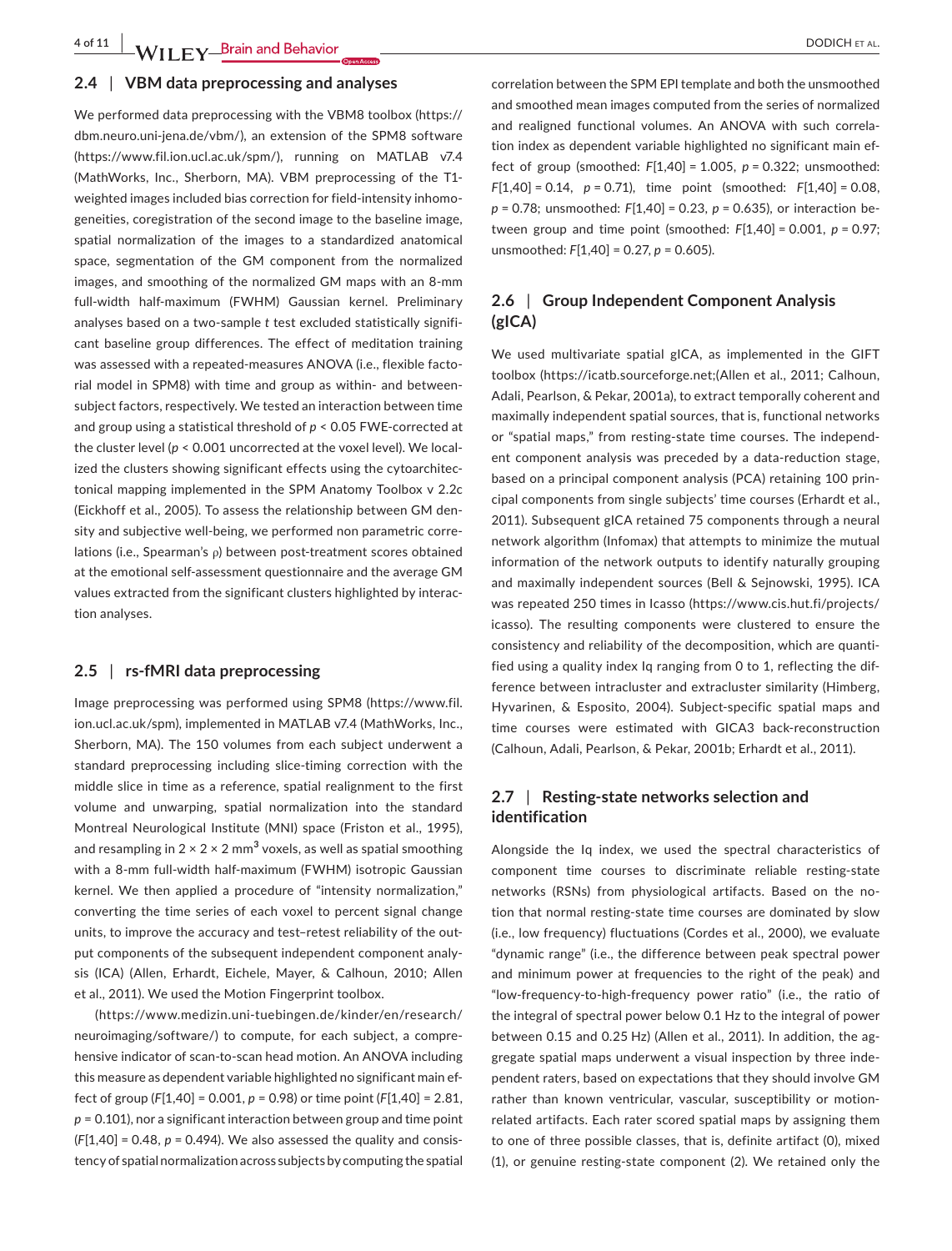### 2.4 | VBM data preprocessing and analyses

We performed data preprocessing with the VBM8 toolbox (https://dbm.neuro.uni-jena.de/vbm/), an extension of the SPM8 software (https://www.fil.ion.ucl.ac.uk/spm/), running on MATLAB v7.4 (MathWorks, Inc., Sherborn, MA). VBM preprocessing of the T1-weighted images included bias correction for field-intensity inhomogeneities, coregistration of the second image to the baseline image, spatial normalization of the images to a standardized anatomical space, segmentation of the GM component from the normalized images, and smoothing of the normalized GM maps with an 8-mm full-width half-maximum (FWHM) Gaussian kernel. Preliminary analyses based on a two-sample *t* test excluded statistically significant baseline group differences. The effect of meditation training was assessed with a repeated-measures ANOVA (i.e., flexible factorial model in SPM8) with time and group as within- and between-subject factors, respectively. We tested an interaction between time and group using a statistical threshold of $p < 0.05$ FWE-corrected at the cluster level ($p < 0.001$ uncorrected at the voxel level). We localized the clusters showing significant effects using the cytoarchitectonical mapping implemented in the SPM Anatomy Toolbox v 2.2c (Eickhoff et al., 2005). To assess the relationship between GM density and subjective well-being, we performed non parametric correlations (i.e., Spearman's ρ) between post-treatment scores obtained at the emotional self-assessment questionnaire and the average GM values extracted from the significant clusters highlighted by interaction analyses.

### 2.5 | rs-fMRI data preprocessing

Image preprocessing was performed using SPM8 (https://www.fil.ion.ucl.ac.uk/spm), implemented in MATLAB v7.4 (MathWorks, Inc., Sherborn, MA). The 150 volumes from each subject underwent a standard preprocessing including slice-timing correction with the middle slice in time as a reference, spatial realignment to the first volume and unwarping, spatial normalization into the standard Montreal Neurological Institute (MNI) space (Friston et al., 1995), and resampling in $2 \times 2 \times 2$ mm$^3$ voxels, as well as spatial smoothing with a 8-mm full-width half-maximum (FWHM) isotropic Gaussian kernel. We then applied a procedure of "intensity normalization," converting the time series of each voxel to percent signal change units, to improve the accuracy and test–retest reliability of the output components of the subsequent independent component analysis (ICA) (Allen, Erhardt, Eichele, Mayer, & Calhoun, 2010; Allen et al., 2011). We used the Motion Fingerprint toolbox.

(https://www.medizin.uni-tuebingen.de/kinder/en/research/neuroimaging/software/) to compute, for each subject, a comprehensive indicator of scan-to-scan head motion. An ANOVA including this measure as dependent variable highlighted no significant main effect of group ($F[1,40] = 0.001$, $p = 0.98$) or time point ($F[1,40] = 2.81$, $p = 0.101$), nor a significant interaction between group and time point ($F[1,40] = 0.48$, $p = 0.494$). We also assessed the quality and consistency of spatial normalization across subjects by computing the spatial correlation between the SPM EPI template and both the unsmoothed and smoothed mean images computed from the series of normalized and realigned functional volumes. An ANOVA with such correlation index as dependent variable highlighted no significant main effect of group (smoothed: $F[1,40] = 1.005$, $p = 0.322$; unsmoothed: $F[1,40] = 0.14$, $p = 0.71$), time point (smoothed: $F[1,40] = 0.08$, $p = 0.78$; unsmoothed: $F[1,40] = 0.23$, $p = 0.635$), or interaction between group and time point (smoothed: $F[1,40] = 0.001$, $p = 0.97$; unsmoothed: $F[1,40] = 0.27$, $p = 0.605$).

### 2.6 | Group Independent Component Analysis (gICA)

We used multivariate spatial gICA, as implemented in the GIFT toolbox (https://icatb.sourceforge.net;(Allen et al., 2011; Calhoun, Adali, Pearlson, & Pekar, 2001a), to extract temporally coherent and maximally independent spatial sources, that is, functional networks or "spatial maps," from resting-state time courses. The independent component analysis was preceded by a data-reduction stage, based on a principal component analysis (PCA) retaining 100 principal components from single subjects' time courses (Erhardt et al., 2011). Subsequent gICA retained 75 components through a neural network algorithm (Infomax) that attempts to minimize the mutual information of the network outputs to identify naturally grouping and maximally independent sources (Bell & Sejnowski, 1995). ICA was repeated 250 times in Icasso (https://www.cis.hut.fi/projects/icasso). The resulting components were clustered to ensure the consistency and reliability of the decomposition, which are quantified using a quality index Iq ranging from 0 to 1, reflecting the difference between intracluster and extracluster similarity (Himberg, Hyvarinen, & Esposito, 2004). Subject-specific spatial maps and time courses were estimated with GICA3 back-reconstruction (Calhoun, Adali, Pearlson, & Pekar, 2001b; Erhardt et al., 2011).

### 2.7 | Resting-state networks selection and identification

Alongside the Iq index, we used the spectral characteristics of component time courses to discriminate reliable resting-state networks (RSNs) from physiological artifacts. Based on the notion that normal resting-state time courses are dominated by slow (i.e., low frequency) fluctuations (Cordes et al., 2000), we evaluate "dynamic range" (i.e., the difference between peak spectral power and minimum power at frequencies to the right of the peak) and "low-frequency-to-high-frequency power ratio" (i.e., the ratio of the integral of spectral power below 0.1 Hz to the integral of power between 0.15 and 0.25 Hz) (Allen et al., 2011). In addition, the aggregate spatial maps underwent a visual inspection by three independent raters, based on expectations that they should involve GM rather than known ventricular, vascular, susceptibility or motion-related artifacts. Each rater scored spatial maps by assigning them to one of three possible classes, that is, definite artifact (0), mixed (1), or genuine resting-state component (2). We retained only the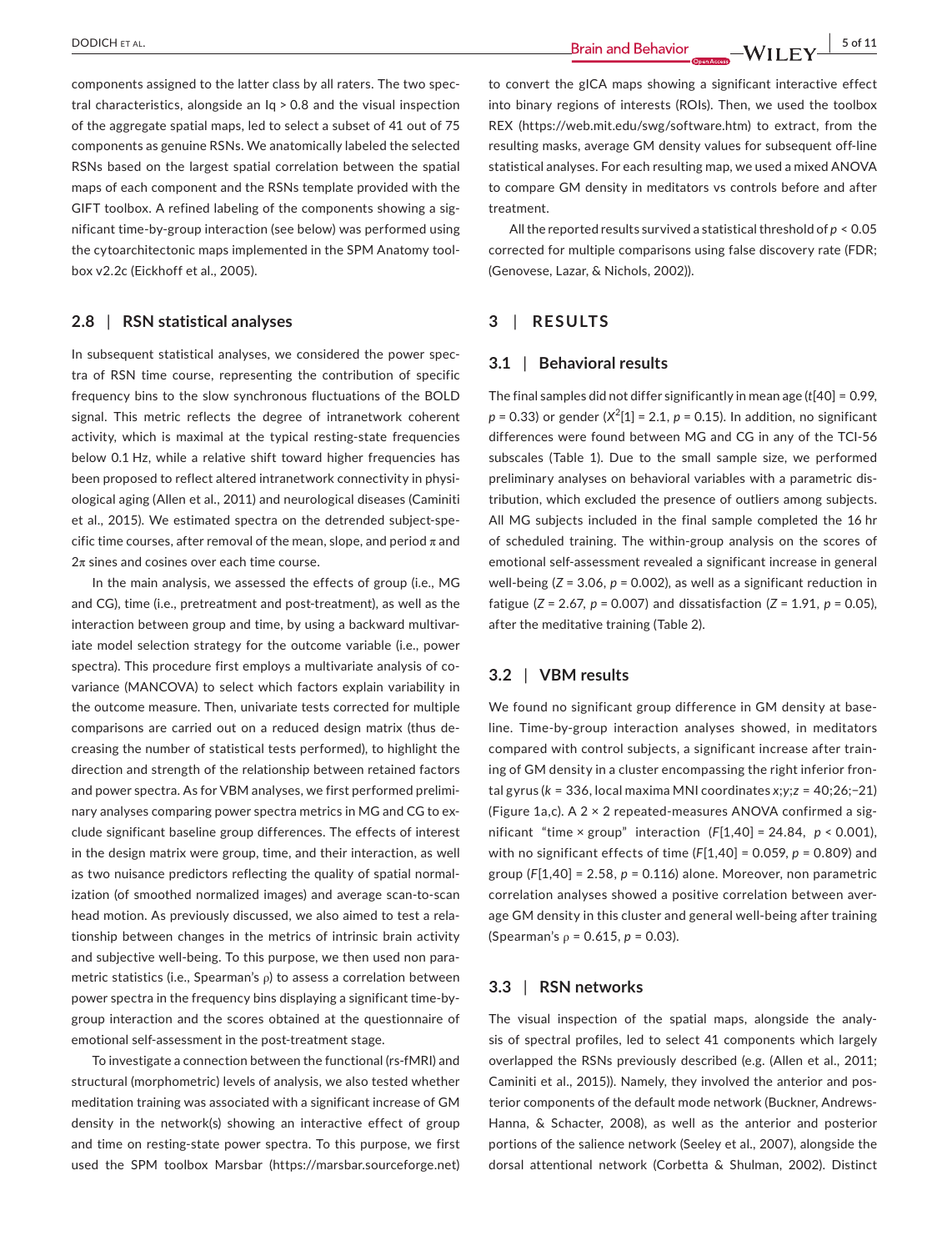components assigned to the latter class by all raters. The two spectral characteristics, alongside an Iq > 0.8 and the visual inspection of the aggregate spatial maps, led to select a subset of 41 out of 75 components as genuine RSNs. We anatomically labeled the selected RSNs based on the largest spatial correlation between the spatial maps of each component and the RSNs template provided with the GIFT toolbox. A refined labeling of the components showing a significant time-by-group interaction (see below) was performed using the cytoarchitectonic maps implemented in the SPM Anatomy toolbox v2.2c (Eickhoff et al., 2005).

### 2.8 | RSN statistical analyses

In subsequent statistical analyses, we considered the power spectra of RSN time course, representing the contribution of specific frequency bins to the slow synchronous fluctuations of the BOLD signal. This metric reflects the degree of intranetwork coherent activity, which is maximal at the typical resting-state frequencies below 0.1 Hz, while a relative shift toward higher frequencies has been proposed to reflect altered intranetwork connectivity in physiological aging (Allen et al., 2011) and neurological diseases (Caminiti et al., 2015). We estimated spectra on the detrended subject-specific time courses, after removal of the mean, slope, and period $\pi$ and $2\pi$ sines and cosines over each time course.

In the main analysis, we assessed the effects of group (i.e., MG and CG), time (i.e., pretreatment and post-treatment), as well as the interaction between group and time, by using a backward multivariate model selection strategy for the outcome variable (i.e., power spectra). This procedure first employs a multivariate analysis of covariance (MANCOVA) to select which factors explain variability in the outcome measure. Then, univariate tests corrected for multiple comparisons are carried out on a reduced design matrix (thus decreasing the number of statistical tests performed), to highlight the direction and strength of the relationship between retained factors and power spectra. As for VBM analyses, we first performed preliminary analyses comparing power spectra metrics in MG and CG to exclude significant baseline group differences. The effects of interest in the design matrix were group, time, and their interaction, as well as two nuisance predictors reflecting the quality of spatial normalization (of smoothed normalized images) and average scan-to-scan head motion. As previously discussed, we also aimed to test a relationship between changes in the metrics of intrinsic brain activity and subjective well-being. To this purpose, we then used non parametric statistics (i.e., Spearman's $\rho$) to assess a correlation between power spectra in the frequency bins displaying a significant time-by-group interaction and the scores obtained at the questionnaire of emotional self-assessment in the post-treatment stage.

To investigate a connection between the functional (rs-fMRI) and structural (morphometric) levels of analysis, we also tested whether meditation training was associated with a significant increase of GM density in the network(s) showing an interactive effect of group and time on resting-state power spectra. To this purpose, we first used the SPM toolbox Marsbar (https://marsbar.sourceforge.net) to convert the gICA maps showing a significant interactive effect into binary regions of interests (ROIs). Then, we used the toolbox REX (https://web.mit.edu/swg/software.htm) to extract, from the resulting masks, average GM density values for subsequent off-line statistical analyses. For each resulting map, we used a mixed ANOVA to compare GM density in meditators vs controls before and after treatment.

All the reported results survived a statistical threshold of $p < 0.05$ corrected for multiple comparisons using false discovery rate (FDR; (Genovese, Lazar, & Nichols, 2002)).

## 3 | RESULTS

### 3.1 | Behavioral results

The final samples did not differ significantly in mean age ($t[40] = 0.99$, $p = 0.33$) or gender ($X^2[1] = 2.1$, $p = 0.15$). In addition, no significant differences were found between MG and CG in any of the TCI-56 subscales (Table 1). Due to the small sample size, we performed preliminary analyses on behavioral variables with a parametric distribution, which excluded the presence of outliers among subjects. All MG subjects included in the final sample completed the 16 hr of scheduled training. The within-group analysis on the scores of emotional self-assessment revealed a significant increase in general well-being ($Z = 3.06$, $p = 0.002$), as well as a significant reduction in fatigue ($Z = 2.67$, $p = 0.007$) and dissatisfaction ($Z = 1.91$, $p = 0.05$), after the meditative training (Table 2).

### 3.2 | VBM results

We found no significant group difference in GM density at baseline. Time-by-group interaction analyses showed, in meditators compared with control subjects, a significant increase after training of GM density in a cluster encompassing the right inferior frontal gyrus ($k = 336$, local maxima MNI coordinates $x;y;z = 40;26;-21$) (Figure 1a,c). A 2 × 2 repeated-measures ANOVA confirmed a significant "time × group" interaction ($F[1,40] = 24.84$, $p < 0.001$), with no significant effects of time ($F[1,40] = 0.059$, $p = 0.809$) and group ($F[1,40] = 2.58$, $p = 0.116$) alone. Moreover, non parametric correlation analyses showed a positive correlation between average GM density in this cluster and general well-being after training (Spearman's $\rho = 0.615$, $p = 0.03$).

### 3.3 | RSN networks

The visual inspection of the spatial maps, alongside the analysis of spectral profiles, led to select 41 components which largely overlapped the RSNs previously described (e.g. (Allen et al., 2011; Caminiti et al., 2015)). Namely, they involved the anterior and posterior components of the default mode network (Buckner, Andrews-Hanna, & Schacter, 2008), as well as the anterior and posterior portions of the salience network (Seeley et al., 2007), alongside the dorsal attentional network (Corbetta & Shulman, 2002). Distinct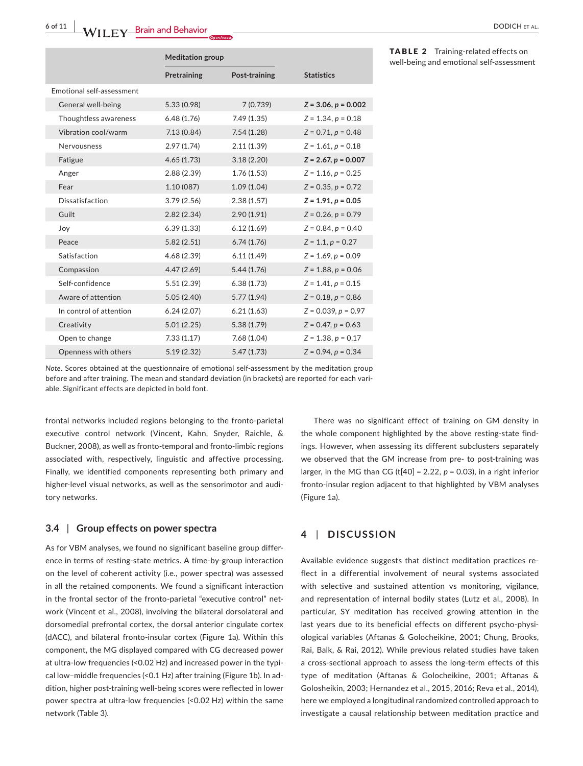**TABLE 2** Training-related effects on well-being and emotional self-assessment

| | Meditation group | | Statistics |
|---|---|---|---|
| | Pretraining | Post-training | |
| Emotional self-assessment | | | |
| General well-being | 5.33 (0.98) | 7 (0.739) | **$Z = 3.06$, $p = 0.002$** |
| Thoughtless awareness | 6.48 (1.76) | 7.49 (1.35) | $Z = 1.34$, $p = 0.18$ |
| Vibration cool/warm | 7.13 (0.84) | 7.54 (1.28) | $Z = 0.71$, $p = 0.48$ |
| Nervousness | 2.97 (1.74) | 2.11 (1.39) | $Z = 1.61$, $p = 0.18$ |
| Fatigue | 4.65 (1.73) | 3.18 (2.20) | **$Z = 2.67$, $p = 0.007$** |
| Anger | 2.88 (2.39) | 1.76 (1.53) | $Z = 1.16$, $p = 0.25$ |
| Fear | 1.10 (087) | 1.09 (1.04) | $Z = 0.35$, $p = 0.72$ |
| Dissatisfaction | 3.79 (2.56) | 2.38 (1.57) | **$Z = 1.91$, $p = 0.05$** |
| Guilt | 2.82 (2.34) | 2.90 (1.91) | $Z = 0.26$, $p = 0.79$ |
| Joy | 6.39 (1.33) | 6.12 (1.69) | $Z = 0.84$, $p = 0.40$ |
| Peace | 5.82 (2.51) | 6.74 (1.76) | $Z = 1.1$, $p = 0.27$ |
| Satisfaction | 4.68 (2.39) | 6.11 (1.49) | $Z = 1.69$, $p = 0.09$ |
| Compassion | 4.47 (2.69) | 5.44 (1.76) | $Z = 1.88$, $p = 0.06$ |
| Self-confidence | 5.51 (2.39) | 6.38 (1.73) | $Z = 1.41$, $p = 0.15$ |
| Aware of attention | 5.05 (2.40) | 5.77 (1.94) | $Z = 0.18$, $p = 0.86$ |
| In control of attention | 6.24 (2.07) | 6.21 (1.63) | $Z = 0.039$, $p = 0.97$ |
| Creativity | 5.01 (2.25) | 5.38 (1.79) | $Z = 0.47$, $p = 0.63$ |
| Open to change | 7.33 (1.17) | 7.68 (1.04) | $Z = 1.38$, $p = 0.17$ |
| Openness with others | 5.19 (2.32) | 5.47 (1.73) | $Z = 0.94$, $p = 0.34$ |

*Note*. Scores obtained at the questionnaire of emotional self-assessment by the meditation group before and after training. The mean and standard deviation (in brackets) are reported for each variable. Significant effects are depicted in bold font.

frontal networks included regions belonging to the fronto-parietal executive control network (Vincent, Kahn, Snyder, Raichle, & Buckner, 2008), as well as fronto-temporal and fronto-limbic regions associated with, respectively, linguistic and affective processing. Finally, we identified components representing both primary and higher-level visual networks, as well as the sensorimotor and auditory networks.

### 3.4 | Group effects on power spectra

As for VBM analyses, we found no significant baseline group difference in terms of resting-state metrics. A time-by-group interaction on the level of coherent activity (i.e., power spectra) was assessed in all the retained components. We found a significant interaction in the frontal sector of the fronto-parietal "executive control" network (Vincent et al., 2008), involving the bilateral dorsolateral and dorsomedial prefrontal cortex, the dorsal anterior cingulate cortex (dACC), and bilateral fronto-insular cortex (Figure 1a). Within this component, the MG displayed compared with CG decreased power at ultra-low frequencies (<0.02 Hz) and increased power in the typical low–middle frequencies (<0.1 Hz) after training (Figure 1b). In addition, higher post-training well-being scores were reflected in lower power spectra at ultra-low frequencies (<0.02 Hz) within the same network (Table 3).

There was no significant effect of training on GM density in the whole component highlighted by the above resting-state findings. However, when assessing its different subclusters separately we observed that the GM increase from pre- to post-training was larger, in the MG than CG ($t[40] = 2.22$, $p = 0.03$), in a right inferior fronto-insular region adjacent to that highlighted by VBM analyses (Figure 1a).

## 4 | DISCUSSION

Available evidence suggests that distinct meditation practices reflect in a differential involvement of neural systems associated with selective and sustained attention vs monitoring, vigilance, and representation of internal bodily states (Lutz et al., 2008). In particular, SY meditation has received growing attention in the last years due to its beneficial effects on different psycho-physiological variables (Aftanas & Golocheikine, 2001; Chung, Brooks, Rai, Balk, & Rai, 2012). While previous related studies have taken a cross-sectional approach to assess the long-term effects of this type of meditation (Aftanas & Golocheikine, 2001; Aftanas & Golosheikin, 2003; Hernandez et al., 2015, 2016; Reva et al., 2014), here we employed a longitudinal randomized controlled approach to investigate a causal relationship between meditation practice and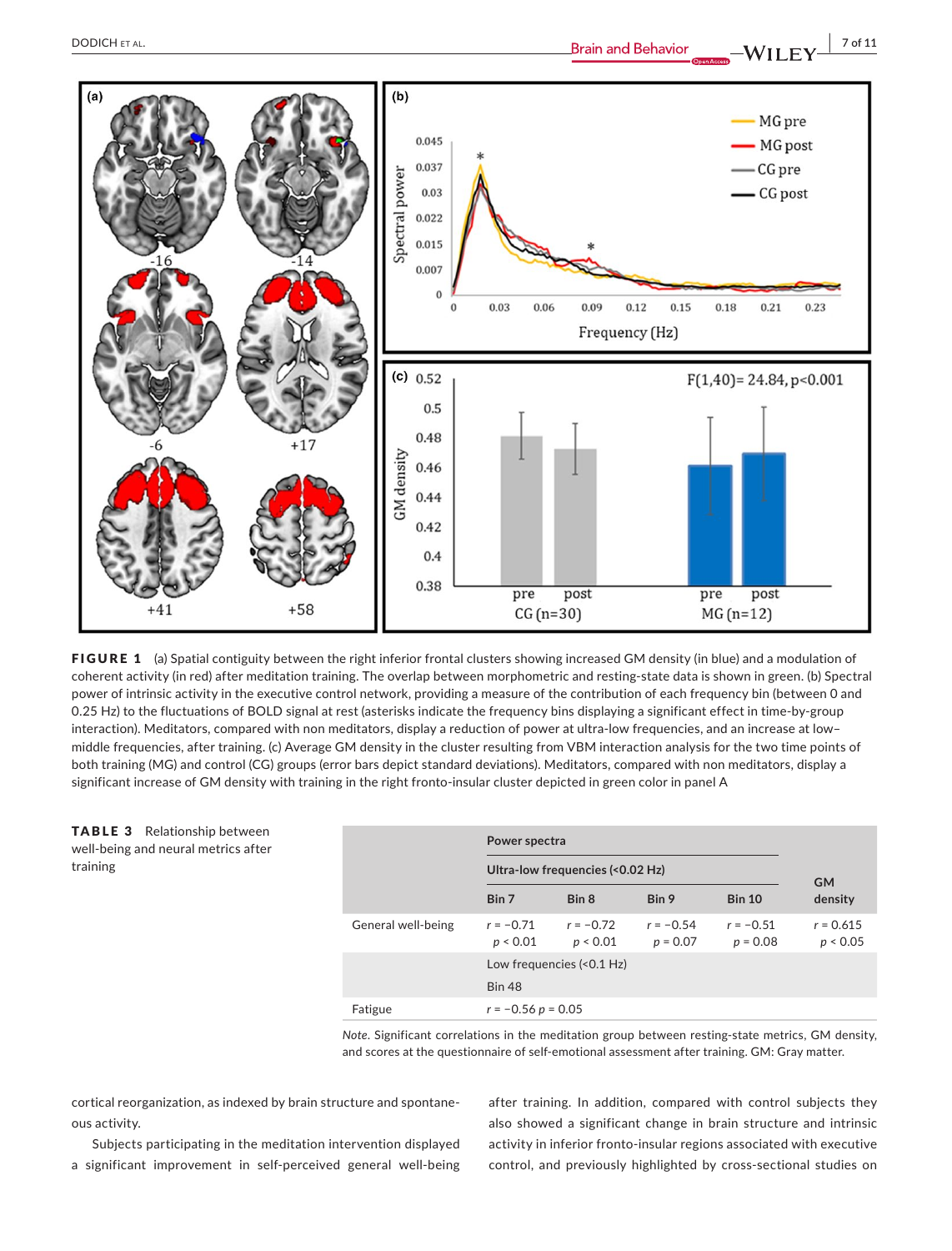**FIGURE 1** (a) Spatial contiguity between the right inferior frontal clusters showing increased GM density (in blue) and a modulation of coherent activity (in red) after meditation training. The overlap between morphometric and resting-state data is shown in green. (b) Spectral power of intrinsic activity in the executive control network, providing a measure of the contribution of each frequency bin (between 0 and 0.25 Hz) to the fluctuations of BOLD signal at rest (asterisks indicate the frequency bins displaying a significant effect in time-by-group interaction). Meditators, compared with non meditators, display a reduction of power at ultra-low frequencies, and an increase at low–middle frequencies, after training. (c) Average GM density in the cluster resulting from VBM interaction analysis for the two time points of both training (MG) and control (CG) groups (error bars depict standard deviations). Meditators, compared with non meditators, display a significant increase of GM density with training in the right fronto-insular cluster depicted in green color in panel A

**TABLE 3** Relationship between well-being and neural metrics after training

| | Power spectra | | | | GM density |
|---|---|---|---|---|---|
| | Ultra-low frequencies (<0.02 Hz) | | | | |
| | Bin 7 | Bin 8 | Bin 9 | Bin 10 | |
| General well-being | $r = -0.71$ $p < 0.01$ | $r = -0.72$ $p < 0.01$ | $r = -0.54$ $p = 0.07$ | $r = -0.51$ $p = 0.08$ | $r = 0.615$ $p < 0.05$ |
| | Low frequencies (<0.1 Hz) | | | | |
| | Bin 48 | | | | |
| Fatigue | $r = -0.56$ $p = 0.05$ | | | | |

*Note.* Significant correlations in the meditation group between resting-state metrics, GM density, and scores at the questionnaire of self-emotional assessment after training. GM: Gray matter.

cortical reorganization, as indexed by brain structure and spontaneous activity.

Subjects participating in the meditation intervention displayed a significant improvement in self-perceived general well-being after training. In addition, compared with control subjects they also showed a significant change in brain structure and intrinsic activity in inferior fronto-insular regions associated with executive control, and previously highlighted by cross-sectional studies on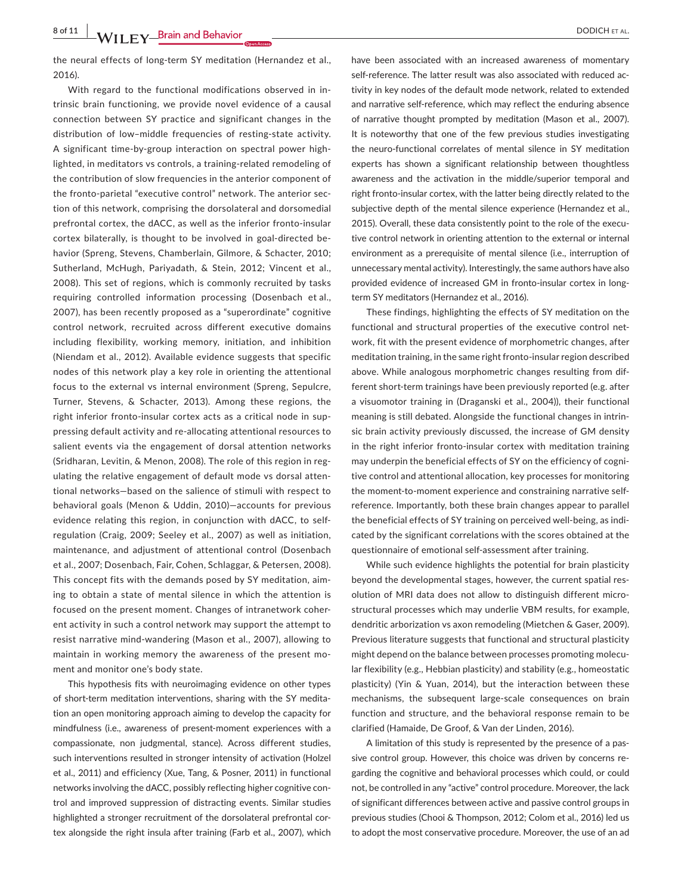the neural effects of long-term SY meditation (Hernandez et al., 2016).

With regard to the functional modifications observed in intrinsic brain functioning, we provide novel evidence of a causal connection between SY practice and significant changes in the distribution of low–middle frequencies of resting-state activity. A significant time-by-group interaction on spectral power highlighted, in meditators vs controls, a training-related remodeling of the contribution of slow frequencies in the anterior component of the fronto-parietal "executive control" network. The anterior section of this network, comprising the dorsolateral and dorsomedial prefrontal cortex, the dACC, as well as the inferior fronto-insular cortex bilaterally, is thought to be involved in goal-directed behavior (Spreng, Stevens, Chamberlain, Gilmore, & Schacter, 2010; Sutherland, McHugh, Pariyadath, & Stein, 2012; Vincent et al., 2008). This set of regions, which is commonly recruited by tasks requiring controlled information processing (Dosenbach et al., 2007), has been recently proposed as a "superordinate" cognitive control network, recruited across different executive domains including flexibility, working memory, initiation, and inhibition (Niendam et al., 2012). Available evidence suggests that specific nodes of this network play a key role in orienting the attentional focus to the external vs internal environment (Spreng, Sepulcre, Turner, Stevens, & Schacter, 2013). Among these regions, the right inferior fronto-insular cortex acts as a critical node in suppressing default activity and re-allocating attentional resources to salient events via the engagement of dorsal attention networks (Sridharan, Levitin, & Menon, 2008). The role of this region in regulating the relative engagement of default mode vs dorsal attentional networks—based on the salience of stimuli with respect to behavioral goals (Menon & Uddin, 2010)—accounts for previous evidence relating this region, in conjunction with dACC, to self-regulation (Craig, 2009; Seeley et al., 2007) as well as initiation, maintenance, and adjustment of attentional control (Dosenbach et al., 2007; Dosenbach, Fair, Cohen, Schlaggar, & Petersen, 2008). This concept fits with the demands posed by SY meditation, aiming to obtain a state of mental silence in which the attention is focused on the present moment. Changes of intranetwork coherent activity in such a control network may support the attempt to resist narrative mind-wandering (Mason et al., 2007), allowing to maintain in working memory the awareness of the present moment and monitor one's body state.

This hypothesis fits with neuroimaging evidence on other types of short-term meditation interventions, sharing with the SY meditation an open monitoring approach aiming to develop the capacity for mindfulness (i.e., awareness of present-moment experiences with a compassionate, non judgmental, stance). Across different studies, such interventions resulted in stronger intensity of activation (Holzel et al., 2011) and efficiency (Xue, Tang, & Posner, 2011) in functional networks involving the dACC, possibly reflecting higher cognitive control and improved suppression of distracting events. Similar studies highlighted a stronger recruitment of the dorsolateral prefrontal cortex alongside the right insula after training (Farb et al., 2007), which have been associated with an increased awareness of momentary self-reference. The latter result was also associated with reduced activity in key nodes of the default mode network, related to extended and narrative self-reference, which may reflect the enduring absence of narrative thought prompted by meditation (Mason et al., 2007). It is noteworthy that one of the few previous studies investigating the neuro-functional correlates of mental silence in SY meditation experts has shown a significant relationship between thoughtless awareness and the activation in the middle/superior temporal and right fronto-insular cortex, with the latter being directly related to the subjective depth of the mental silence experience (Hernandez et al., 2015). Overall, these data consistently point to the role of the executive control network in orienting attention to the external or internal environment as a prerequisite of mental silence (i.e., interruption of unnecessary mental activity). Interestingly, the same authors have also provided evidence of increased GM in fronto-insular cortex in long-term SY meditators (Hernandez et al., 2016).

These findings, highlighting the effects of SY meditation on the functional and structural properties of the executive control network, fit with the present evidence of morphometric changes, after meditation training, in the same right fronto-insular region described above. While analogous morphometric changes resulting from different short-term trainings have been previously reported (e.g. after a visuomotor training in (Draganski et al., 2004)), their functional meaning is still debated. Alongside the functional changes in intrinsic brain activity previously discussed, the increase of GM density in the right inferior fronto-insular cortex with meditation training may underpin the beneficial effects of SY on the efficiency of cognitive control and attentional allocation, key processes for monitoring the moment-to-moment experience and constraining narrative self-reference. Importantly, both these brain changes appear to parallel the beneficial effects of SY training on perceived well-being, as indicated by the significant correlations with the scores obtained at the questionnaire of emotional self-assessment after training.

While such evidence highlights the potential for brain plasticity beyond the developmental stages, however, the current spatial resolution of MRI data does not allow to distinguish different microstructural processes which may underlie VBM results, for example, dendritic arborization vs axon remodeling (Mietchen & Gaser, 2009). Previous literature suggests that functional and structural plasticity might depend on the balance between processes promoting molecular flexibility (e.g., Hebbian plasticity) and stability (e.g., homeostatic plasticity) (Yin & Yuan, 2014), but the interaction between these mechanisms, the subsequent large-scale consequences on brain function and structure, and the behavioral response remain to be clarified (Hamaide, De Groof, & Van der Linden, 2016).

A limitation of this study is represented by the presence of a passive control group. However, this choice was driven by concerns regarding the cognitive and behavioral processes which could, or could not, be controlled in any "active" control procedure. Moreover, the lack of significant differences between active and passive control groups in previous studies (Chooi & Thompson, 2012; Colom et al., 2016) led us to adopt the most conservative procedure. Moreover, the use of an ad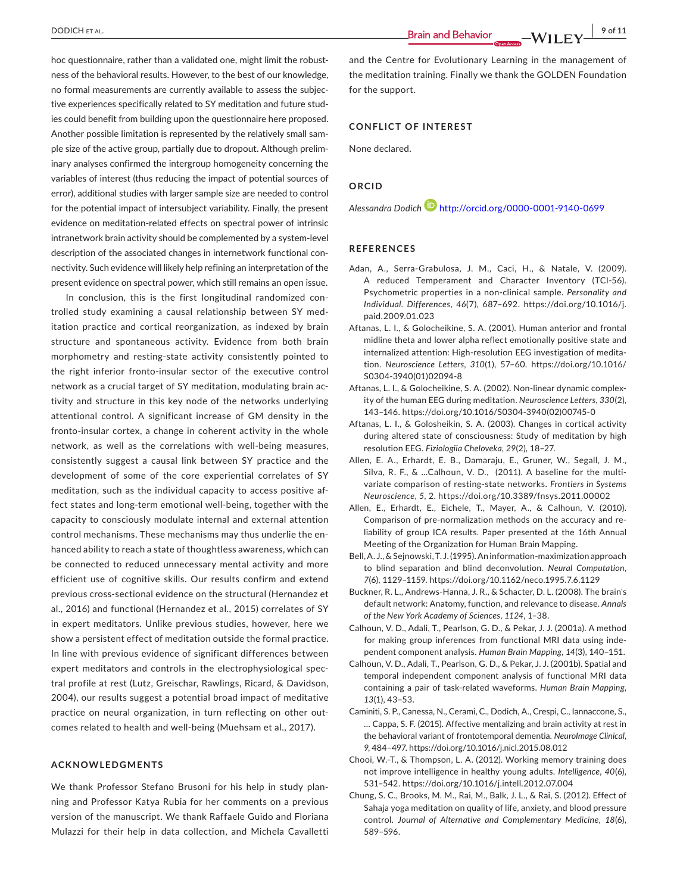hoc questionnaire, rather than a validated one, might limit the robustness of the behavioral results. However, to the best of our knowledge, no formal measurements are currently available to assess the subjective experiences specifically related to SY meditation and future studies could benefit from building upon the questionnaire here proposed. Another possible limitation is represented by the relatively small sample size of the active group, partially due to dropout. Although preliminary analyses confirmed the intergroup homogeneity concerning the variables of interest (thus reducing the impact of potential sources of error), additional studies with larger sample size are needed to control for the potential impact of intersubject variability. Finally, the present evidence on meditation-related effects on spectral power of intrinsic intranetwork brain activity should be complemented by a system-level description of the associated changes in internetwork functional connectivity. Such evidence will likely help refining an interpretation of the present evidence on spectral power, which still remains an open issue.

In conclusion, this is the first longitudinal randomized controlled study examining a causal relationship between SY meditation practice and cortical reorganization, as indexed by brain structure and spontaneous activity. Evidence from both brain morphometry and resting-state activity consistently pointed to the right inferior fronto-insular sector of the executive control network as a crucial target of SY meditation, modulating brain activity and structure in this key node of the networks underlying attentional control. A significant increase of GM density in the fronto-insular cortex, a change in coherent activity in the whole network, as well as the correlations with well-being measures, consistently suggest a causal link between SY practice and the development of some of the core experiential correlates of SY meditation, such as the individual capacity to access positive affect states and long-term emotional well-being, together with the capacity to consciously modulate internal and external attention control mechanisms. These mechanisms may thus underlie the enhanced ability to reach a state of thoughtless awareness, which can be connected to reduced unnecessary mental activity and more efficient use of cognitive skills. Our results confirm and extend previous cross-sectional evidence on the structural (Hernandez et al., 2016) and functional (Hernandez et al., 2015) correlates of SY in expert meditators. Unlike previous studies, however, here we show a persistent effect of meditation outside the formal practice. In line with previous evidence of significant differences between expert meditators and controls in the electrophysiological spectral profile at rest (Lutz, Greischar, Rawlings, Ricard, & Davidson, 2004), our results suggest a potential broad impact of meditative practice on neural organization, in turn reflecting on other outcomes related to health and well-being (Muehsam et al., 2017).

## ACKNOWLEDGMENTS

We thank Professor Stefano Brusoni for his help in study planning and Professor Katya Rubia for her comments on a previous version of the manuscript. We thank Raffaele Guido and Floriana Mulazzi for their help in data collection, and Michela Cavalletti and the Centre for Evolutionary Learning in the management of the meditation training. Finally we thank the GOLDEN Foundation for the support.

## CONFLICT OF INTEREST

None declared.

## ORCID

*Alessandra Dodich* http://orcid.org/0000-0001-9140-0699

## REFERENCES

Adan, A., Serra-Grabulosa, J. M., Caci, H., & Natale, V. (2009). A reduced Temperament and Character Inventory (TCI-56). Psychometric properties in a non-clinical sample. *Personality and Individual. Differences*, *46*(7), 687–692. https://doi.org/10.1016/j.paid.2009.01.023

Aftanas, L. I., & Golocheikine, S. A. (2001). Human anterior and frontal midline theta and lower alpha reflect emotionally positive state and internalized attention: High-resolution EEG investigation of meditation. *Neuroscience Letters*, *310*(1), 57–60. https://doi.org/10.1016/S0304-3940(01)02094-8

Aftanas, L. I., & Golocheikine, S. A. (2002). Non-linear dynamic complexity of the human EEG during meditation. *Neuroscience Letters*, *330*(2), 143–146. https://doi.org/10.1016/S0304-3940(02)00745-0

Aftanas, L. I., & Golosheikin, S. A. (2003). Changes in cortical activity during altered state of consciousness: Study of meditation by high resolution EEG. *Fiziologiia Cheloveka*, *29*(2), 18–27.

Allen, E. A., Erhardt, E. B., Damaraju, E., Gruner, W., Segall, J. M., Silva, R. F., & ...Calhoun, V. D., (2011). A baseline for the multivariate comparison of resting-state networks. *Frontiers in Systems Neuroscience*, *5*, 2. https://doi.org/10.3389/fnsys.2011.00002

Allen, E., Erhardt, E., Eichele, T., Mayer, A., & Calhoun, V. (2010). Comparison of pre-normalization methods on the accuracy and reliability of group ICA results. Paper presented at the 16th Annual Meeting of the Organization for Human Brain Mapping.

Bell, A. J., & Sejnowski, T. J. (1995). An information-maximization approach to blind separation and blind deconvolution. *Neural Computation*, *7*(6), 1129–1159. https://doi.org/10.1162/neco.1995.7.6.1129

Buckner, R. L., Andrews-Hanna, J. R., & Schacter, D. L. (2008). The brain's default network: Anatomy, function, and relevance to disease. *Annals of the New York Academy of Sciences*, *1124*, 1–38.

Calhoun, V. D., Adali, T., Pearlson, G. D., & Pekar, J. J. (2001a). A method for making group inferences from functional MRI data using independent component analysis. *Human Brain Mapping*, *14*(3), 140–151.

Calhoun, V. D., Adali, T., Pearlson, G. D., & Pekar, J. J. (2001b). Spatial and temporal independent component analysis of functional MRI data containing a pair of task-related waveforms. *Human Brain Mapping*, *13*(1), 43–53.

Caminiti, S. P., Canessa, N., Cerami, C., Dodich, A., Crespi, C., Iannaccone, S., … Cappa, S. F. (2015). Affective mentalizing and brain activity at rest in the behavioral variant of frontotemporal dementia. *NeuroImage Clinical*, *9*, 484–497. https://doi.org/10.1016/j.nicl.2015.08.012

Chooi, W.-T., & Thompson, L. A. (2012). Working memory training does not improve intelligence in healthy young adults. *Intelligence*, *40*(6), 531–542. https://doi.org/10.1016/j.intell.2012.07.004

Chung, S. C., Brooks, M. M., Rai, M., Balk, J. L., & Rai, S. (2012). Effect of Sahaja yoga meditation on quality of life, anxiety, and blood pressure control. *Journal of Alternative and Complementary Medicine*, *18*(6), 589–596.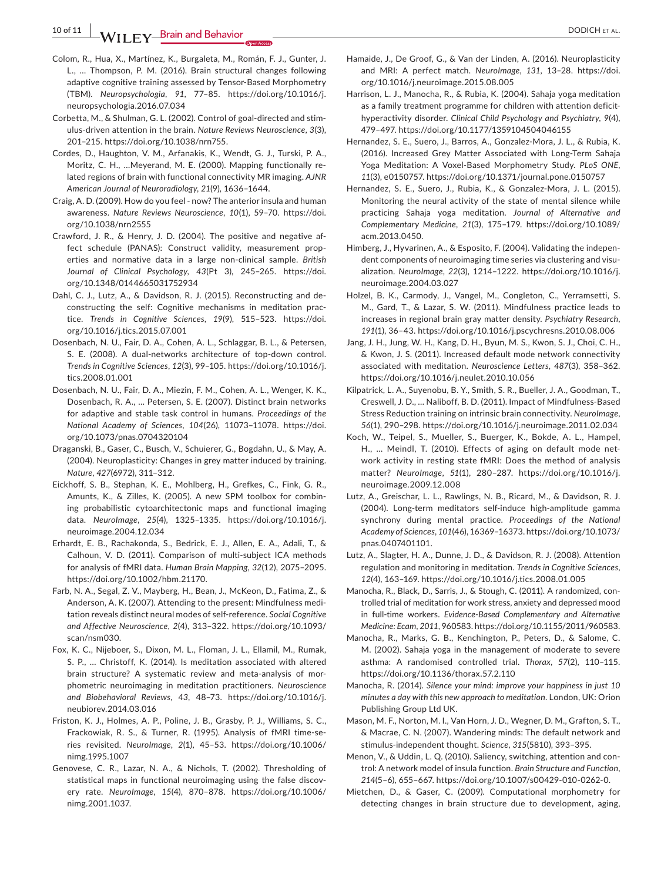Colom, R., Hua, X., Martínez, K., Burgaleta, M., Román, F. J., Gunter, J. L., … Thompson, P. M. (2016). Brain structural changes following adaptive cognitive training assessed by Tensor-Based Morphometry (TBM). *Neuropsychologia*, *91*, 77–85. https://doi.org/10.1016/j.neuropsychologia.2016.07.034

Corbetta, M., & Shulman, G. L. (2002). Control of goal-directed and stimulus-driven attention in the brain. *Nature Reviews Neuroscience*, *3*(3), 201–215. https://doi.org/10.1038/nrn755.

Cordes, D., Haughton, V. M., Arfanakis, K., Wendt, G. J., Turski, P. A., Moritz, C. H., …Meyerand, M. E. (2000). Mapping functionally related regions of brain with functional connectivity MR imaging. *AJNR American Journal of Neuroradiology*, *21*(9), 1636–1644.

Craig, A. D. (2009). How do you feel - now? The anterior insula and human awareness. *Nature Reviews Neuroscience*, *10*(1), 59–70. https://doi.org/10.1038/nrn2555

Crawford, J. R., & Henry, J. D. (2004). The positive and negative affect schedule (PANAS): Construct validity, measurement properties and normative data in a large non-clinical sample. *British Journal of Clinical Psychology*, *43*(Pt 3), 245–265. https://doi.org/10.1348/0144665031752934

Dahl, C. J., Lutz, A., & Davidson, R. J. (2015). Reconstructing and deconstructing the self: Cognitive mechanisms in meditation practice. *Trends in Cognitive Sciences*, *19*(9), 515–523. https://doi.org/10.1016/j.tics.2015.07.001

Dosenbach, N. U., Fair, D. A., Cohen, A. L., Schlaggar, B. L., & Petersen, S. E. (2008). A dual-networks architecture of top-down control. *Trends in Cognitive Sciences*, *12*(3), 99–105. https://doi.org/10.1016/j.tics.2008.01.001

Dosenbach, N. U., Fair, D. A., Miezin, F. M., Cohen, A. L., Wenger, K. K., Dosenbach, R. A., … Petersen, S. E. (2007). Distinct brain networks for adaptive and stable task control in humans. *Proceedings of the National Academy of Sciences*, *104*(26), 11073–11078. https://doi.org/10.1073/pnas.0704320104

Draganski, B., Gaser, C., Busch, V., Schuierer, G., Bogdahn, U., & May, A. (2004). Neuroplasticity: Changes in grey matter induced by training. *Nature*, *427*(6972), 311–312.

Eickhoff, S. B., Stephan, K. E., Mohlberg, H., Grefkes, C., Fink, G. R., Amunts, K., & Zilles, K. (2005). A new SPM toolbox for combining probabilistic cytoarchitectonic maps and functional imaging data. *NeuroImage*, *25*(4), 1325–1335. https://doi.org/10.1016/j.neuroimage.2004.12.034

Erhardt, E. B., Rachakonda, S., Bedrick, E. J., Allen, E. A., Adali, T., & Calhoun, V. D. (2011). Comparison of multi-subject ICA methods for analysis of fMRI data. *Human Brain Mapping*, *32*(12), 2075–2095. https://doi.org/10.1002/hbm.21170.

Farb, N. A., Segal, Z. V., Mayberg, H., Bean, J., McKeon, D., Fatima, Z., & Anderson, A. K. (2007). Attending to the present: Mindfulness meditation reveals distinct neural modes of self-reference. *Social Cognitive and Affective Neuroscience*, *2*(4), 313–322. https://doi.org/10.1093/scan/nsm030.

Fox, K. C., Nijeboer, S., Dixon, M. L., Floman, J. L., Ellamil, M., Rumak, S. P., … Christoff, K. (2014). Is meditation associated with altered brain structure? A systematic review and meta-analysis of morphometric neuroimaging in meditation practitioners. *Neuroscience and Biobehavioral Reviews*, *43*, 48–73. https://doi.org/10.1016/j.neubiorev.2014.03.016

Friston, K. J., Holmes, A. P., Poline, J. B., Grasby, P. J., Williams, S. C., Frackowiak, R. S., & Turner, R. (1995). Analysis of fMRI time-series revisited. *NeuroImage*, *2*(1), 45–53. https://doi.org/10.1006/nimg.1995.1007

Genovese, C. R., Lazar, N. A., & Nichols, T. (2002). Thresholding of statistical maps in functional neuroimaging using the false discovery rate. *NeuroImage*, *15*(4), 870–878. https://doi.org/10.1006/nimg.2001.1037.

Hamaide, J., De Groof, G., & Van der Linden, A. (2016). Neuroplasticity and MRI: A perfect match. *NeuroImage*, *131*, 13–28. https://doi.org/10.1016/j.neuroimage.2015.08.005

Harrison, L. J., Manocha, R., & Rubia, K. (2004). Sahaja yoga meditation as a family treatment programme for children with attention deficit-hyperactivity disorder. *Clinical Child Psychology and Psychiatry*, *9*(4), 479–497. https://doi.org/10.1177/1359104504046155

Hernandez, S. E., Suero, J., Barros, A., Gonzalez-Mora, J. L., & Rubia, K. (2016). Increased Grey Matter Associated with Long-Term Sahaja Yoga Meditation: A Voxel-Based Morphometry Study. *PLoS ONE*, *11*(3), e0150757. https://doi.org/10.1371/journal.pone.0150757

Hernandez, S. E., Suero, J., Rubia, K., & Gonzalez-Mora, J. L. (2015). Monitoring the neural activity of the state of mental silence while practicing Sahaja yoga meditation. *Journal of Alternative and Complementary Medicine*, *21*(3), 175–179. https://doi.org/10.1089/acm.2013.0450.

Himberg, J., Hyvarinen, A., & Esposito, F. (2004). Validating the independent components of neuroimaging time series via clustering and visualization. *NeuroImage*, *22*(3), 1214–1222. https://doi.org/10.1016/j.neuroimage.2004.03.027

Holzel, B. K., Carmody, J., Vangel, M., Congleton, C., Yerramsetti, S. M., Gard, T., & Lazar, S. W. (2011). Mindfulness practice leads to increases in regional brain gray matter density. *Psychiatry Research*, *191*(1), 36–43. https://doi.org/10.1016/j.pscychresns.2010.08.006

Jang, J. H., Jung, W. H., Kang, D. H., Byun, M. S., Kwon, S. J., Choi, C. H., & Kwon, J. S. (2011). Increased default mode network connectivity associated with meditation. *Neuroscience Letters*, *487*(3), 358–362. https://doi.org/10.1016/j.neulet.2010.10.056

Kilpatrick, L. A., Suyenobu, B. Y., Smith, S. R., Bueller, J. A., Goodman, T., Creswell, J. D., … Naliboff, B. D. (2011). Impact of Mindfulness-Based Stress Reduction training on intrinsic brain connectivity. *NeuroImage*, *56*(1), 290–298. https://doi.org/10.1016/j.neuroimage.2011.02.034

Koch, W., Teipel, S., Mueller, S., Buerger, K., Bokde, A. L., Hampel, H., … Meindl, T. (2010). Effects of aging on default mode network activity in resting state fMRI: Does the method of analysis matter? *NeuroImage*, *51*(1), 280–287. https://doi.org/10.1016/j.neuroimage.2009.12.008

Lutz, A., Greischar, L. L., Rawlings, N. B., Ricard, M., & Davidson, R. J. (2004). Long-term meditators self-induce high-amplitude gamma synchrony during mental practice. *Proceedings of the National Academy of Sciences*, *101*(46), 16369–16373. https://doi.org/10.1073/pnas.0407401101.

Lutz, A., Slagter, H. A., Dunne, J. D., & Davidson, R. J. (2008). Attention regulation and monitoring in meditation. *Trends in Cognitive Sciences*, *12*(4), 163–169. https://doi.org/10.1016/j.tics.2008.01.005

Manocha, R., Black, D., Sarris, J., & Stough, C. (2011). A randomized, controlled trial of meditation for work stress, anxiety and depressed mood in full-time workers. *Evidence-Based Complementary and Alternative Medicine: Ecam*, *2011*, 960583. https://doi.org/10.1155/2011/960583.

Manocha, R., Marks, G. B., Kenchington, P., Peters, D., & Salome, C. M. (2002). Sahaja yoga in the management of moderate to severe asthma: A randomised controlled trial. *Thorax*, *57*(2), 110–115. https://doi.org/10.1136/thorax.57.2.110

Manocha, R. (2014). *Silence your mind: improve your happiness in just 10 minutes a day with this new approach to meditation*. London, UK: Orion Publishing Group Ltd UK.

Mason, M. F., Norton, M. I., Van Horn, J. D., Wegner, D. M., Grafton, S. T., & Macrae, C. N. (2007). Wandering minds: The default network and stimulus-independent thought. *Science*, *315*(5810), 393–395.

Menon, V., & Uddin, L. Q. (2010). Saliency, switching, attention and control: A network model of insula function. *Brain Structure and Function*, *214*(5–6), 655–667. https://doi.org/10.1007/s00429-010-0262-0.

Mietchen, D., & Gaser, C. (2009). Computational morphometry for detecting changes in brain structure due to development, aging,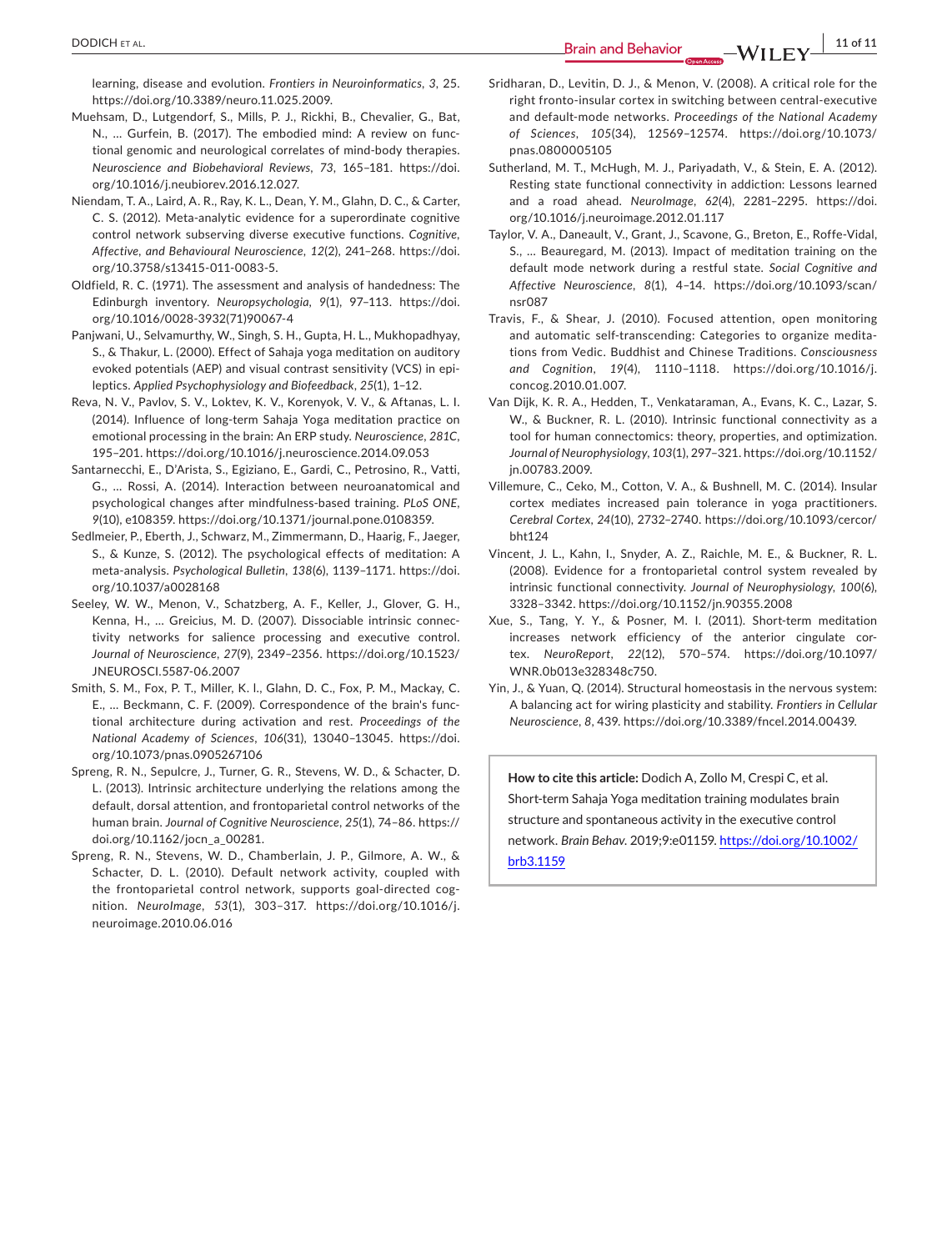learning, disease and evolution. *Frontiers in Neuroinformatics*, *3*, 25. https://doi.org/10.3389/neuro.11.025.2009.

Muehsam, D., Lutgendorf, S., Mills, P. J., Rickhi, B., Chevalier, G., Bat, N., … Gurfein, B. (2017). The embodied mind: A review on functional genomic and neurological correlates of mind-body therapies. *Neuroscience and Biobehavioral Reviews*, *73*, 165–181. https://doi.org/10.1016/j.neubiorev.2016.12.027.

Niendam, T. A., Laird, A. R., Ray, K. L., Dean, Y. M., Glahn, D. C., & Carter, C. S. (2012). Meta-analytic evidence for a superordinate cognitive control network subserving diverse executive functions. *Cognitive, Affective, and Behavioural Neuroscience*, *12*(2), 241–268. https://doi.org/10.3758/s13415-011-0083-5.

Oldfield, R. C. (1971). The assessment and analysis of handedness: The Edinburgh inventory. *Neuropsychologia*, *9*(1), 97–113. https://doi.org/10.1016/0028-3932(71)90067-4

Panjwani, U., Selvamurthy, W., Singh, S. H., Gupta, H. L., Mukhopadhyay, S., & Thakur, L. (2000). Effect of Sahaja yoga meditation on auditory evoked potentials (AEP) and visual contrast sensitivity (VCS) in epileptics. *Applied Psychophysiology and Biofeedback*, *25*(1), 1–12.

Reva, N. V., Pavlov, S. V., Loktev, K. V., Korenyok, V. V., & Aftanas, L. I. (2014). Influence of long-term Sahaja Yoga meditation practice on emotional processing in the brain: An ERP study. *Neuroscience*, *281C*, 195–201. https://doi.org/10.1016/j.neuroscience.2014.09.053

Santarnecchi, E., D'Arista, S., Egiziano, E., Gardi, C., Petrosino, R., Vatti, G., … Rossi, A. (2014). Interaction between neuroanatomical and psychological changes after mindfulness-based training. *PLoS ONE*, *9*(10), e108359. https://doi.org/10.1371/journal.pone.0108359.

Sedlmeier, P., Eberth, J., Schwarz, M., Zimmermann, D., Haarig, F., Jaeger, S., & Kunze, S. (2012). The psychological effects of meditation: A meta-analysis. *Psychological Bulletin*, *138*(6), 1139–1171. https://doi.org/10.1037/a0028168

Seeley, W. W., Menon, V., Schatzberg, A. F., Keller, J., Glover, G. H., Kenna, H., … Greicius, M. D. (2007). Dissociable intrinsic connectivity networks for salience processing and executive control. *Journal of Neuroscience*, *27*(9), 2349–2356. https://doi.org/10.1523/JNEUROSCI.5587-06.2007

Smith, S. M., Fox, P. T., Miller, K. l., Glahn, D. C., Fox, P. M., Mackay, C. E., … Beckmann, C. F. (2009). Correspondence of the brain's functional architecture during activation and rest. *Proceedings of the National Academy of Sciences*, *106*(31), 13040–13045. https://doi.org/10.1073/pnas.0905267106

Spreng, R. N., Sepulcre, J., Turner, G. R., Stevens, W. D., & Schacter, D. L. (2013). Intrinsic architecture underlying the relations among the default, dorsal attention, and frontoparietal control networks of the human brain. *Journal of Cognitive Neuroscience*, *25*(1), 74–86. https://doi.org/10.1162/jocn_a_00281.

Spreng, R. N., Stevens, W. D., Chamberlain, J. P., Gilmore, A. W., & Schacter, D. L. (2010). Default network activity, coupled with the frontoparietal control network, supports goal-directed cognition. *NeuroImage*, *53*(1), 303–317. https://doi.org/10.1016/j.neuroimage.2010.06.016

Sridharan, D., Levitin, D. J., & Menon, V. (2008). A critical role for the right fronto-insular cortex in switching between central-executive and default-mode networks. *Proceedings of the National Academy of Sciences*, *105*(34), 12569–12574. https://doi.org/10.1073/pnas.0800005105

Sutherland, M. T., McHugh, M. J., Pariyadath, V., & Stein, E. A. (2012). Resting state functional connectivity in addiction: Lessons learned and a road ahead. *NeuroImage*, *62*(4), 2281–2295. https://doi.org/10.1016/j.neuroimage.2012.01.117

Taylor, V. A., Daneault, V., Grant, J., Scavone, G., Breton, E., Roffe-Vidal, S., … Beauregard, M. (2013). Impact of meditation training on the default mode network during a restful state. *Social Cognitive and Affective Neuroscience*, *8*(1), 4–14. https://doi.org/10.1093/scan/nsr087

Travis, F., & Shear, J. (2010). Focused attention, open monitoring and automatic self-transcending: Categories to organize meditations from Vedic. Buddhist and Chinese Traditions. *Consciousness and Cognition*, *19*(4), 1110–1118. https://doi.org/10.1016/j.concog.2010.01.007.

Van Dijk, K. R. A., Hedden, T., Venkataraman, A., Evans, K. C., Lazar, S. W., & Buckner, R. L. (2010). Intrinsic functional connectivity as a tool for human connectomics: theory, properties, and optimization. *Journal of Neurophysiology*, *103*(1), 297–321. https://doi.org/10.1152/jn.00783.2009.

Villemure, C., Ceko, M., Cotton, V. A., & Bushnell, M. C. (2014). Insular cortex mediates increased pain tolerance in yoga practitioners. *Cerebral Cortex*, *24*(10), 2732–2740. https://doi.org/10.1093/cercor/bht124

Vincent, J. L., Kahn, I., Snyder, A. Z., Raichle, M. E., & Buckner, R. L. (2008). Evidence for a frontoparietal control system revealed by intrinsic functional connectivity. *Journal of Neurophysiology*, *100*(6), 3328–3342. https://doi.org/10.1152/jn.90355.2008

Xue, S., Tang, Y. Y., & Posner, M. I. (2011). Short-term meditation increases network efficiency of the anterior cingulate cortex. *NeuroReport*, *22*(12), 570–574. https://doi.org/10.1097/WNR.0b013e328348c750.

Yin, J., & Yuan, Q. (2014). Structural homeostasis in the nervous system: A balancing act for wiring plasticity and stability. *Frontiers in Cellular Neuroscience*, *8*, 439. https://doi.org/10.3389/fncel.2014.00439.

**How to cite this article:** Dodich A, Zollo M, Crespi C, et al. Short-term Sahaja Yoga meditation training modulates brain structure and spontaneous activity in the executive control network. *Brain Behav*. 2019;9:e01159. https://doi.org/10.1002/brb3.1159